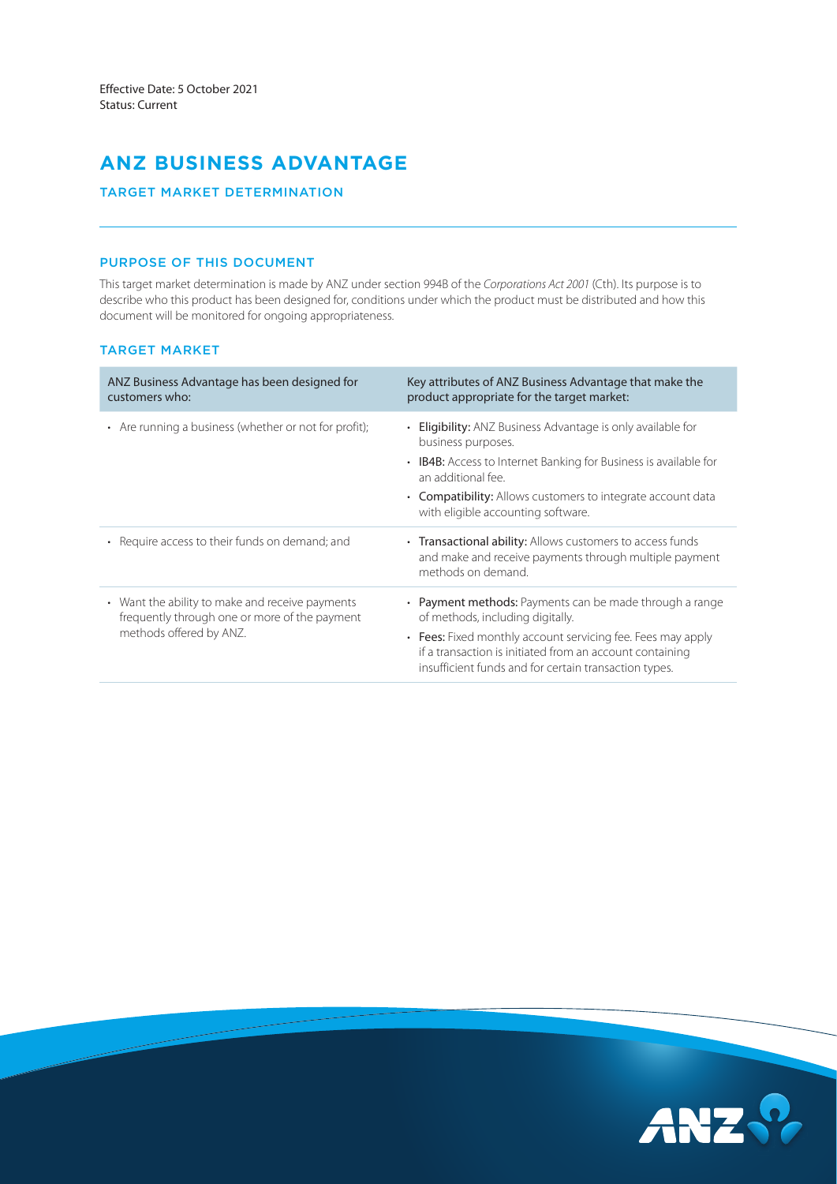Effective Date: 5 October 2021
Status: Current

# ANZ BUSINESS ADVANTAGE

## TARGET MARKET DETERMINATION

### PURPOSE OF THIS DOCUMENT

This target market determination is made by ANZ under section 994B of the *Corporations Act 2001* (Cth). Its purpose is to describe who this product has been designed for, conditions under which the product must be distributed and how this document will be monitored for ongoing appropriateness.

### TARGET MARKET

| ANZ Business Advantage has been designed for customers who: | Key attributes of ANZ Business Advantage that make the product appropriate for the target market: |
|---|---|
| • Are running a business (whether or not for profit); | • **Eligibility:** ANZ Business Advantage is only available for business purposes.<br>• **IB4B:** Access to Internet Banking for Business is available for an additional fee.<br>• **Compatibility:** Allows customers to integrate account data with eligible accounting software. |
| • Require access to their funds on demand; and | • **Transactional ability:** Allows customers to access funds and make and receive payments through multiple payment methods on demand. |
| • Want the ability to make and receive payments frequently through one or more of the payment methods offered by ANZ. | • **Payment methods:** Payments can be made through a range of methods, including digitally.<br>• **Fees:** Fixed monthly account servicing fee. Fees may apply if a transaction is initiated from an account containing insufficient funds and for certain transaction types. |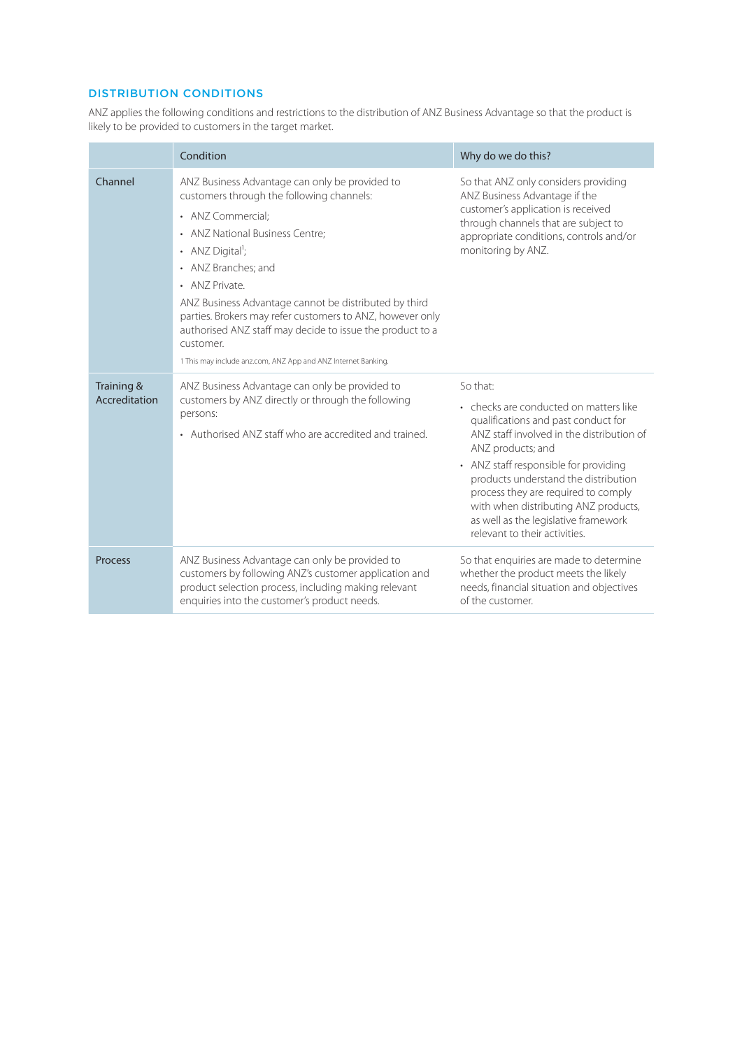## DISTRIBUTION CONDITIONS

ANZ applies the following conditions and restrictions to the distribution of ANZ Business Advantage so that the product is likely to be provided to customers in the target market.

| | Condition | Why do we do this? |
|---|---|---|
| Channel | ANZ Business Advantage can only be provided to customers through the following channels:<br>• ANZ Commercial;<br>• ANZ National Business Centre;<br>• ANZ Digital[1];<br>• ANZ Branches; and<br>• ANZ Private.<br>ANZ Business Advantage cannot be distributed by third parties. Brokers may refer customers to ANZ, however only authorised ANZ staff may decide to issue the product to a customer.<br>1 This may include anz.com, ANZ App and ANZ Internet Banking. | So that ANZ only considers providing ANZ Business Advantage if the customer's application is received through channels that are subject to appropriate conditions, controls and/or monitoring by ANZ. |
| Training & Accreditation | ANZ Business Advantage can only be provided to customers by ANZ directly or through the following persons:<br>• Authorised ANZ staff who are accredited and trained. | So that:<br>• checks are conducted on matters like qualifications and past conduct for ANZ staff involved in the distribution of ANZ products; and<br>• ANZ staff responsible for providing products understand the distribution process they are required to comply with when distributing ANZ products, as well as the legislative framework relevant to their activities. |
| Process | ANZ Business Advantage can only be provided to customers by following ANZ's customer application and product selection process, including making relevant enquiries into the customer's product needs. | So that enquiries are made to determine whether the product meets the likely needs, financial situation and objectives of the customer. |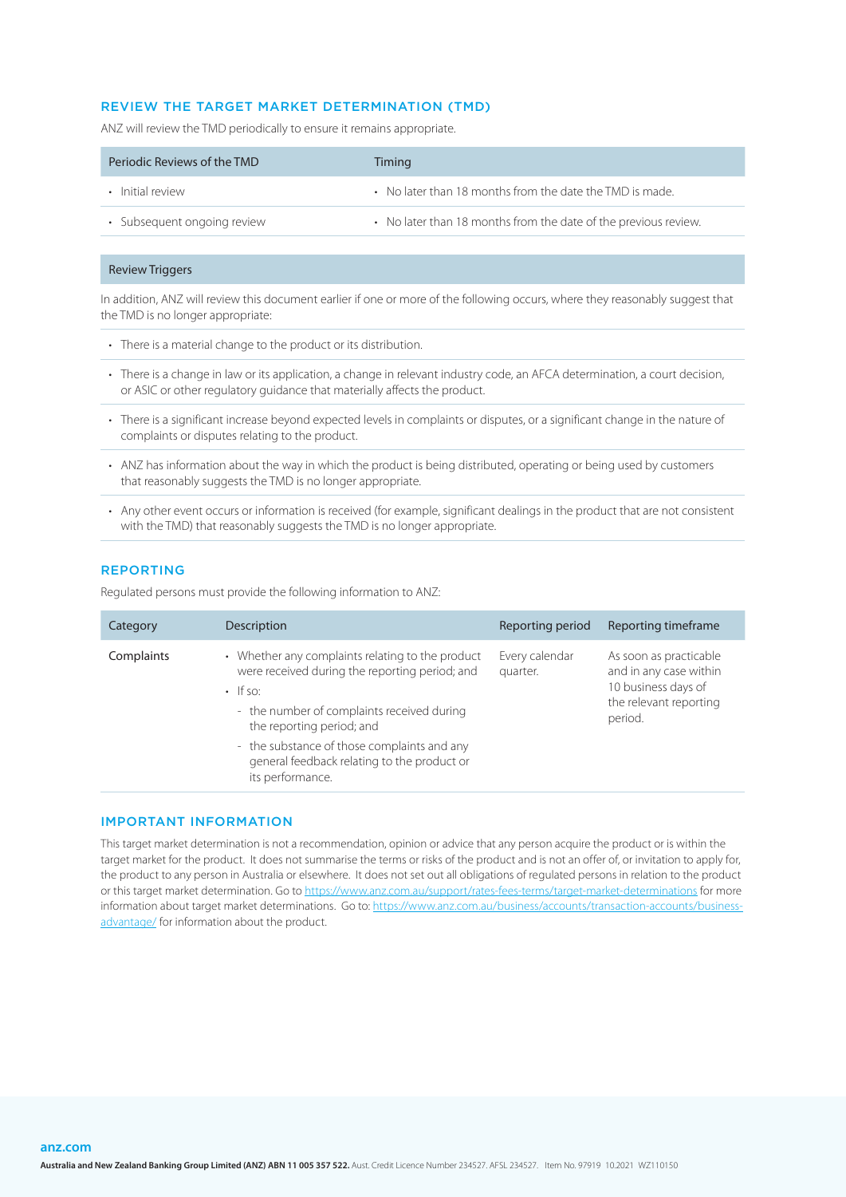## REVIEW THE TARGET MARKET DETERMINATION (TMD)

ANZ will review the TMD periodically to ensure it remains appropriate.

| Periodic Reviews of the TMD | Timing |
|---|---|
| • Initial review | • No later than 18 months from the date the TMD is made. |
| • Subsequent ongoing review | • No later than 18 months from the date of the previous review. |

### Review Triggers

In addition, ANZ will review this document earlier if one or more of the following occurs, where they reasonably suggest that the TMD is no longer appropriate:

- There is a material change to the product or its distribution.
- There is a change in law or its application, a change in relevant industry code, an AFCA determination, a court decision, or ASIC or other regulatory guidance that materially affects the product.
- There is a significant increase beyond expected levels in complaints or disputes, or a significant change in the nature of complaints or disputes relating to the product.
- ANZ has information about the way in which the product is being distributed, operating or being used by customers that reasonably suggests the TMD is no longer appropriate.
- Any other event occurs or information is received (for example, significant dealings in the product that are not consistent with the TMD) that reasonably suggests the TMD is no longer appropriate.

## REPORTING

Regulated persons must provide the following information to ANZ:

| Category | Description | Reporting period | Reporting timeframe |
|---|---|---|---|
| Complaints | • Whether any complaints relating to the product were received during the reporting period; and<br>• If so:<br>- the number of complaints received during the reporting period; and<br>- the substance of those complaints and any general feedback relating to the product or its performance. | Every calendar quarter. | As soon as practicable and in any case within 10 business days of the relevant reporting period. |

## IMPORTANT INFORMATION

This target market determination is not a recommendation, opinion or advice that any person acquire the product or is within the target market for the product. It does not summarise the terms or risks of the product and is not an offer of, or invitation to apply for, the product to any person in Australia or elsewhere. It does not set out all obligations of regulated persons in relation to the product or this target market determination. Go to https://www.anz.com.au/support/rates-fees-terms/target-market-determinations for more information about target market determinations. Go to: https://www.anz.com.au/business/accounts/transaction-accounts/business-advantage/ for information about the product.

anz.com

**Australia and New Zealand Banking Group Limited (ANZ) ABN 11 005 357 522.** Aust. Credit Licence Number 234527. AFSL 234527. Item No. 97919 10.2021 WZ110150